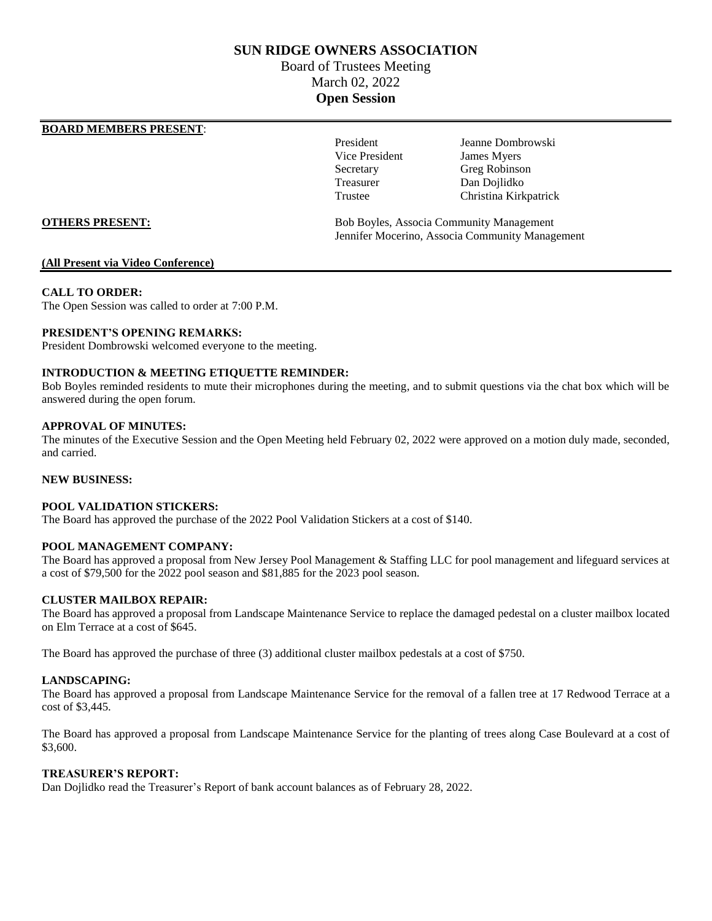# SUN RIDGE OWNERS ASSOCIATION

Board of Trustees Meeting
March 02, 2022
**Open Session**

**BOARD MEMBERS PRESENT**:

| | |
|---|---|
| President | Jeanne Dombrowski |
| Vice President | James Myers |
| Secretary | Greg Robinson |
| Treasurer | Dan Dojlidko |
| Trustee | Christina Kirkpatrick |

**OTHERS PRESENT:**

Bob Boyles, Associa Community Management
Jennifer Mocerino, Associa Community Management

**(All Present via Video Conference)**

**CALL TO ORDER:**
The Open Session was called to order at 7:00 P.M.

**PRESIDENT'S OPENING REMARKS:**
President Dombrowski welcomed everyone to the meeting.

**INTRODUCTION & MEETING ETIQUETTE REMINDER:**
Bob Boyles reminded residents to mute their microphones during the meeting, and to submit questions via the chat box which will be answered during the open forum.

**APPROVAL OF MINUTES:**
The minutes of the Executive Session and the Open Meeting held February 02, 2022 were approved on a motion duly made, seconded, and carried.

**NEW BUSINESS:**

**POOL VALIDATION STICKERS:**
The Board has approved the purchase of the 2022 Pool Validation Stickers at a cost of $140.

**POOL MANAGEMENT COMPANY:**
The Board has approved a proposal from New Jersey Pool Management & Staffing LLC for pool management and lifeguard services at a cost of $79,500 for the 2022 pool season and $81,885 for the 2023 pool season.

**CLUSTER MAILBOX REPAIR:**
The Board has approved a proposal from Landscape Maintenance Service to replace the damaged pedestal on a cluster mailbox located on Elm Terrace at a cost of $645.

The Board has approved the purchase of three (3) additional cluster mailbox pedestals at a cost of $750.

**LANDSCAPING:**
The Board has approved a proposal from Landscape Maintenance Service for the removal of a fallen tree at 17 Redwood Terrace at a cost of $3,445.

The Board has approved a proposal from Landscape Maintenance Service for the planting of trees along Case Boulevard at a cost of $3,600.

**TREASURER'S REPORT:**
Dan Dojlidko read the Treasurer's Report of bank account balances as of February 28, 2022.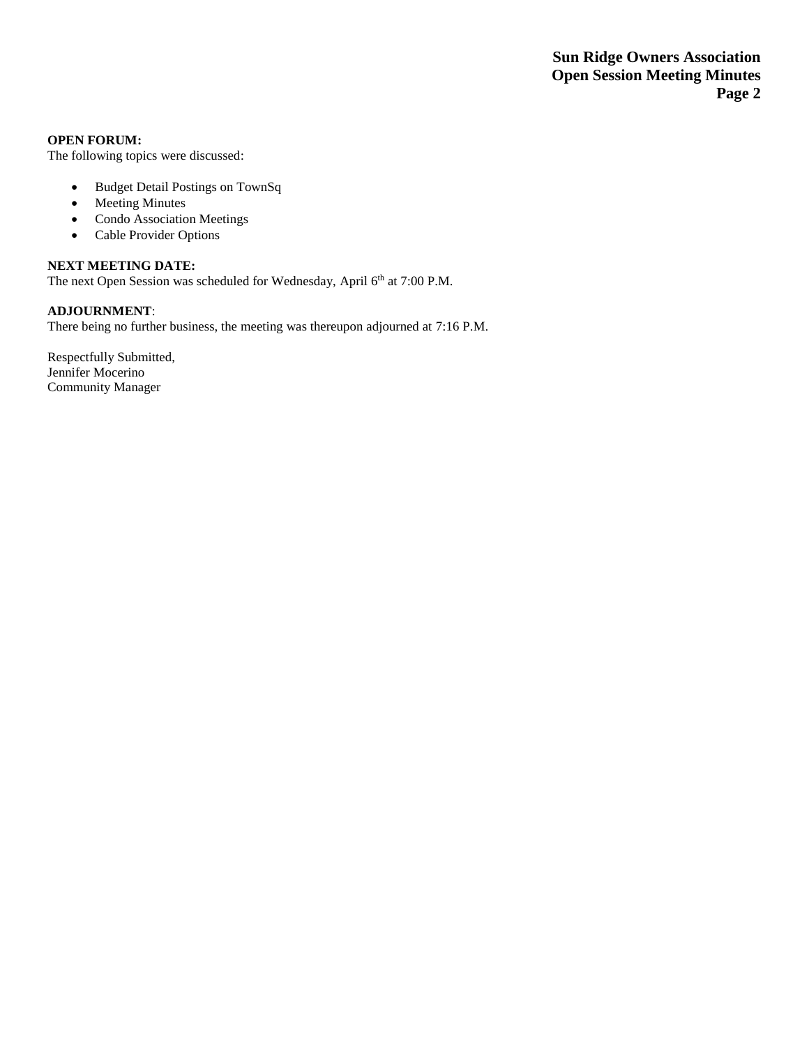**OPEN FORUM:**
The following topics were discussed:

- Budget Detail Postings on TownSq
- Meeting Minutes
- Condo Association Meetings
- Cable Provider Options

**NEXT MEETING DATE:**
The next Open Session was scheduled for Wednesday, April 6th at 7:00 P.M.

**ADJOURNMENT**:
There being no further business, the meeting was thereupon adjourned at 7:16 P.M.

Respectfully Submitted,
Jennifer Mocerino
Community Manager